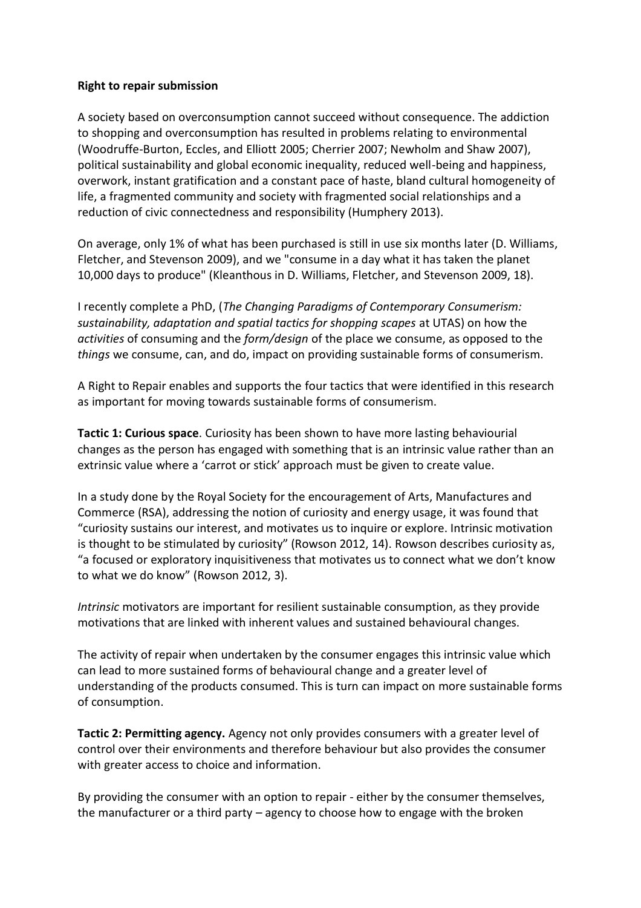**Right to repair submission**

A society based on overconsumption cannot succeed without consequence. The addiction to shopping and overconsumption has resulted in problems relating to environmental (Woodruffe-Burton, Eccles, and Elliott 2005; Cherrier 2007; Newholm and Shaw 2007), political sustainability and global economic inequality, reduced well-being and happiness, overwork, instant gratification and a constant pace of haste, bland cultural homogeneity of life, a fragmented community and society with fragmented social relationships and a reduction of civic connectedness and responsibility (Humphery 2013).

On average, only 1% of what has been purchased is still in use six months later (D. Williams, Fletcher, and Stevenson 2009), and we "consume in a day what it has taken the planet 10,000 days to produce" (Kleanthous in D. Williams, Fletcher, and Stevenson 2009, 18).

I recently complete a PhD, (*The Changing Paradigms of Contemporary Consumerism: sustainability, adaptation and spatial tactics for shopping scapes* at UTAS) on how the *activities* of consuming and the *form/design* of the place we consume, as opposed to the *things* we consume, can, and do, impact on providing sustainable forms of consumerism.

A Right to Repair enables and supports the four tactics that were identified in this research as important for moving towards sustainable forms of consumerism.

**Tactic 1: Curious space**. Curiosity has been shown to have more lasting behaviourial changes as the person has engaged with something that is an intrinsic value rather than an extrinsic value where a 'carrot or stick' approach must be given to create value.

In a study done by the Royal Society for the encouragement of Arts, Manufactures and Commerce (RSA), addressing the notion of curiosity and energy usage, it was found that "curiosity sustains our interest, and motivates us to inquire or explore. Intrinsic motivation is thought to be stimulated by curiosity" (Rowson 2012, 14). Rowson describes curiosity as, "a focused or exploratory inquisitiveness that motivates us to connect what we don't know to what we do know" (Rowson 2012, 3).

*Intrinsic* motivators are important for resilient sustainable consumption, as they provide motivations that are linked with inherent values and sustained behavioural changes.

The activity of repair when undertaken by the consumer engages this intrinsic value which can lead to more sustained forms of behavioural change and a greater level of understanding of the products consumed. This is turn can impact on more sustainable forms of consumption.

**Tactic 2: Permitting agency.** Agency not only provides consumers with a greater level of control over their environments and therefore behaviour but also provides the consumer with greater access to choice and information.

By providing the consumer with an option to repair - either by the consumer themselves, the manufacturer or a third party – agency to choose how to engage with the broken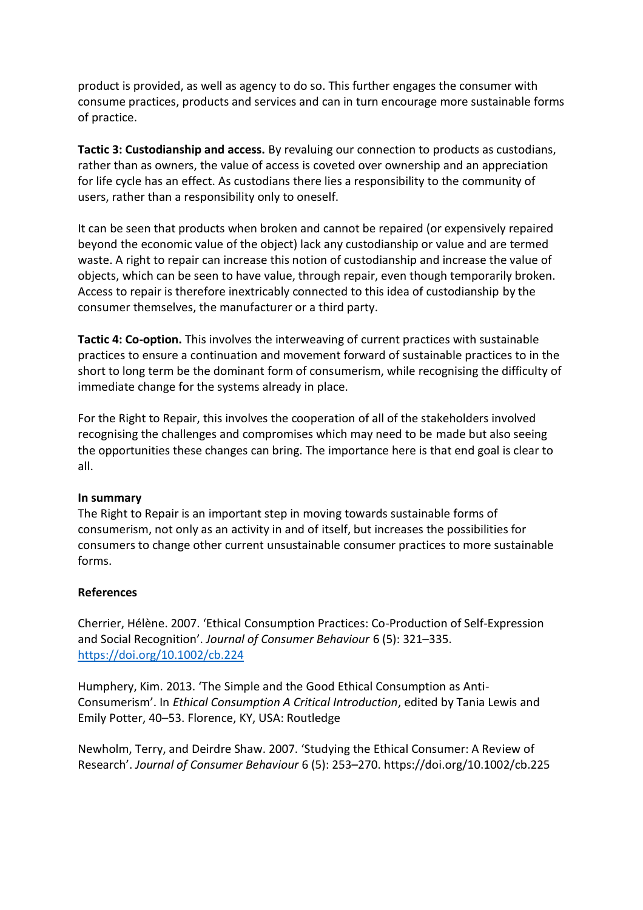product is provided, as well as agency to do so. This further engages the consumer with consume practices, products and services and can in turn encourage more sustainable forms of practice.

**Tactic 3: Custodianship and access.** By revaluing our connection to products as custodians, rather than as owners, the value of access is coveted over ownership and an appreciation for life cycle has an effect. As custodians there lies a responsibility to the community of users, rather than a responsibility only to oneself.

It can be seen that products when broken and cannot be repaired (or expensively repaired beyond the economic value of the object) lack any custodianship or value and are termed waste. A right to repair can increase this notion of custodianship and increase the value of objects, which can be seen to have value, through repair, even though temporarily broken. Access to repair is therefore inextricably connected to this idea of custodianship by the consumer themselves, the manufacturer or a third party.

**Tactic 4: Co-option.** This involves the interweaving of current practices with sustainable practices to ensure a continuation and movement forward of sustainable practices to in the short to long term be the dominant form of consumerism, while recognising the difficulty of immediate change for the systems already in place.

For the Right to Repair, this involves the cooperation of all of the stakeholders involved recognising the challenges and compromises which may need to be made but also seeing the opportunities these changes can bring. The importance here is that end goal is clear to all.

**In summary**

The Right to Repair is an important step in moving towards sustainable forms of consumerism, not only as an activity in and of itself, but increases the possibilities for consumers to change other current unsustainable consumer practices to more sustainable forms.

**References**

Cherrier, Hélène. 2007. 'Ethical Consumption Practices: Co-Production of Self-Expression and Social Recognition'. *Journal of Consumer Behaviour* 6 (5): 321–335. https://doi.org/10.1002/cb.224

Humphery, Kim. 2013. 'The Simple and the Good Ethical Consumption as Anti-Consumerism'. In *Ethical Consumption A Critical Introduction*, edited by Tania Lewis and Emily Potter, 40–53. Florence, KY, USA: Routledge

Newholm, Terry, and Deirdre Shaw. 2007. 'Studying the Ethical Consumer: A Review of Research'. *Journal of Consumer Behaviour* 6 (5): 253–270. https://doi.org/10.1002/cb.225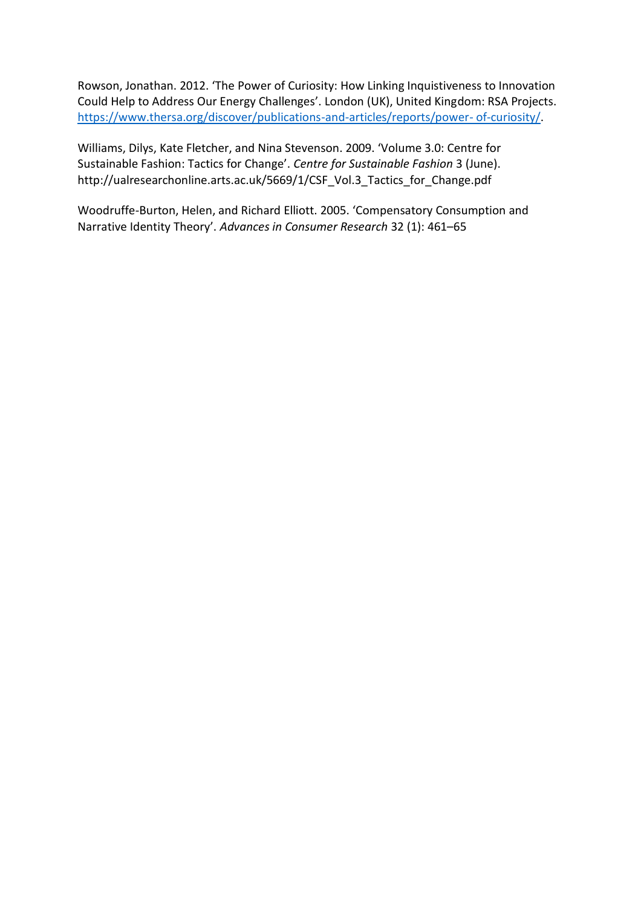Rowson, Jonathan. 2012. 'The Power of Curiosity: How Linking Inquistiveness to Innovation Could Help to Address Our Energy Challenges'. London (UK), United Kingdom: RSA Projects. [https://www.thersa.org/discover/publications-and-articles/reports/power- of-curiosity/](https://www.thersa.org/discover/publications-and-articles/reports/power-of-curiosity/).

Williams, Dilys, Kate Fletcher, and Nina Stevenson. 2009. 'Volume 3.0: Centre for Sustainable Fashion: Tactics for Change'. *Centre for Sustainable Fashion* 3 (June). http://ualresearchonline.arts.ac.uk/5669/1/CSF_Vol.3_Tactics_for_Change.pdf

Woodruffe-Burton, Helen, and Richard Elliott. 2005. 'Compensatory Consumption and Narrative Identity Theory'. *Advances in Consumer Research* 32 (1): 461–65